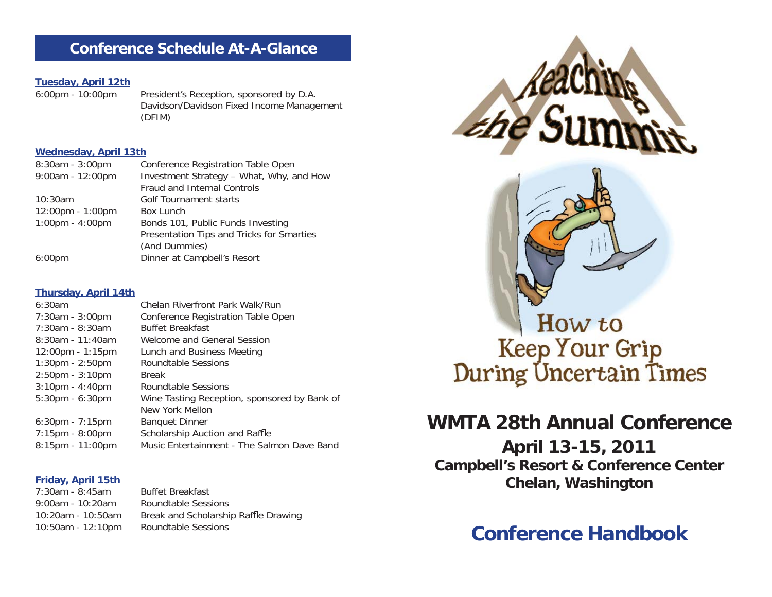## Conference Schedule At-A-Glance

**Tuesday, April 12th**

| | |
|---|---|
| 6:00pm - 10:00pm | President's Reception, sponsored by D.A. Davidson/Davidson Fixed Income Management (DFIM) |

**Wednesday, April 13th**

| | |
|---|---|
| 8:30am - 3:00pm | Conference Registration Table Open |
| 9:00am - 12:00pm | Investment Strategy – What, Why, and How<br>Fraud and Internal Controls |
| 10:30am | Golf Tournament starts |
| 12:00pm - 1:00pm | Box Lunch |
| 1:00pm - 4:00pm | Bonds 101, Public Funds Investing<br>Presentation Tips and Tricks for Smarties (And Dummies) |
| 6:00pm | Dinner at Campbell's Resort |

**Thursday, April 14th**

| | |
|---|---|
| 6:30am | Chelan Riverfront Park Walk/Run |
| 7:30am - 3:00pm | Conference Registration Table Open |
| 7:30am - 8:30am | Buffet Breakfast |
| 8:30am - 11:40am | Welcome and General Session |
| 12:00pm - 1:15pm | Lunch and Business Meeting |
| 1:30pm - 2:50pm | Roundtable Sessions |
| 2:50pm - 3:10pm | Break |
| 3:10pm - 4:40pm | Roundtable Sessions |
| 5:30pm - 6:30pm | Wine Tasting Reception, sponsored by Bank of New York Mellon |
| 6:30pm - 7:15pm | Banquet Dinner |
| 7:15pm - 8:00pm | Scholarship Auction and Raffle |
| 8:15pm - 11:00pm | Music Entertainment - The Salmon Dave Band |

**Friday, April 15th**

| | |
|---|---|
| 7:30am - 8:45am | Buffet Breakfast |
| 9:00am - 10:20am | Roundtable Sessions |
| 10:20am - 10:50am | Break and Scholarship Raffle Drawing |
| 10:50am - 12:10pm | Roundtable Sessions |

# Reaching the Summit

How to Keep Your Grip During Uncertain Times

# WMTA 28th Annual Conference

**April 13-15, 2011**

**Campbell's Resort & Conference Center**

**Chelan, Washington**

# Conference Handbook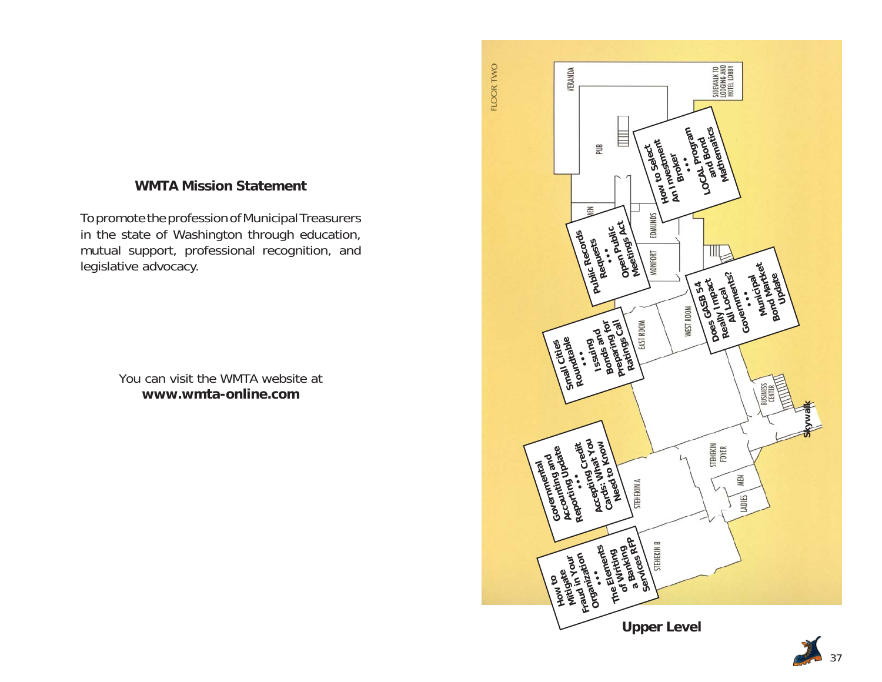## WMTA Mission Statement

To promote the profession of Municipal Treasurers in the state of Washington through education, mutual support, professional recognition, and legislative advocacy.

You can visit the WMTA website at
**www.wmta-online.com**

FLOOR TWO

VERANDA

SIDEWALK TO LODGING AND HOTEL LOBBY

PUB

**How to Select An Investment Broker • • • LOCAL Program and Bond Mathematics**

MEN

EDMUNDS

MONFORT

**Public Records Requests • • • Open Public Meetings Act**

**Does GASB 54 Really Impact All Local Governments? • • • Municipal Bond Market Update**

WEST ROOM

EAST ROOM

**Small Cities Roundtable • • • Issuing Bonds and Preparing for Ratings Call**

BUSINESS CENTER

**Skywalk**

**Governmental Accounting and Reporting Update • • • Accepting Credit Cards: What You Need to Know**

STEHEKIN FOYER

STEHEKIN A

MEN

LADIES

**How to Mitigate Fraud in Your Organization • • • The Elements of Writing a Banking RFP Services RFP**

STEHEKIN B

**Upper Level**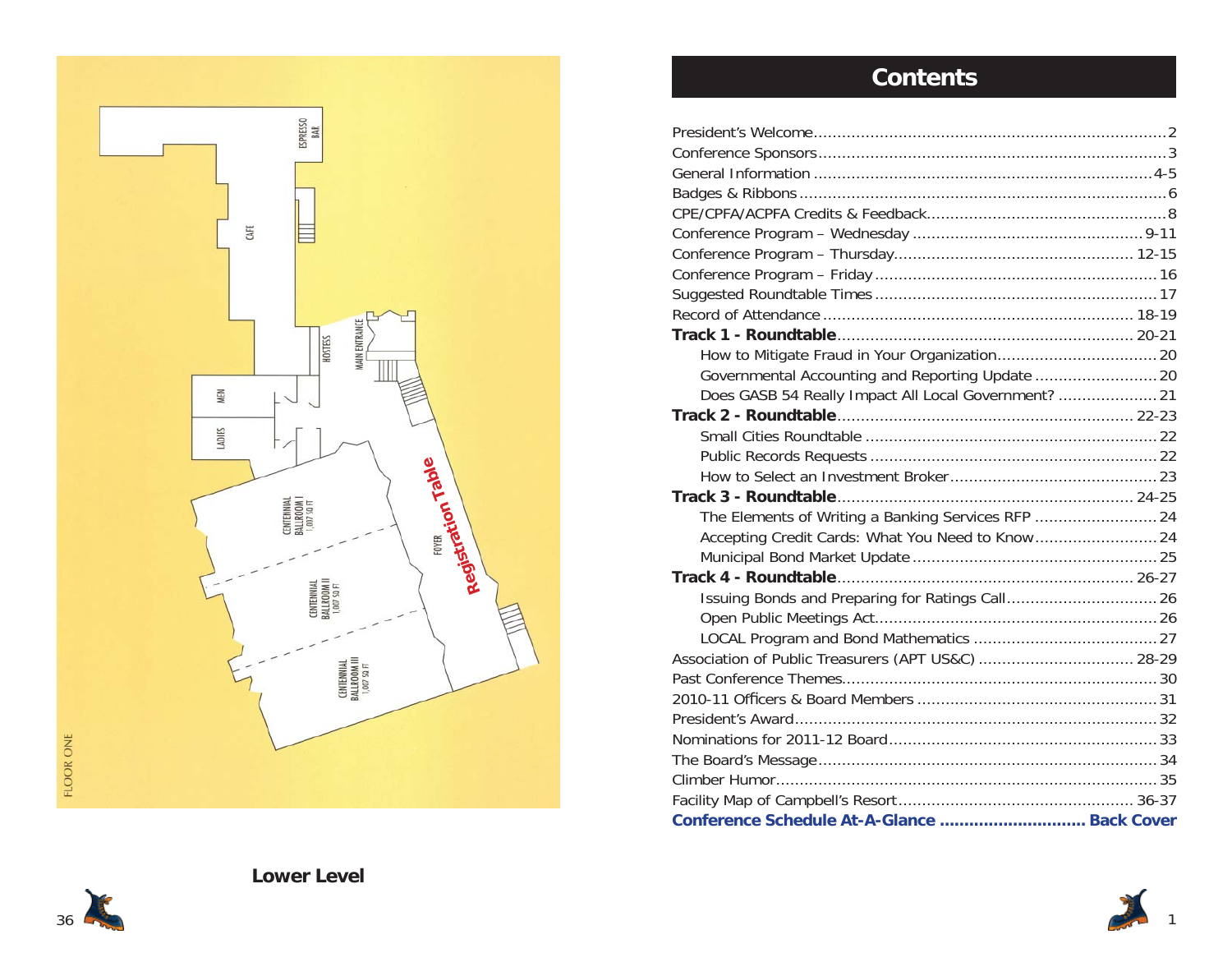FLOOR ONE

ESPRESSO BAR

CAFE

HOSTESS

MAIN ENTRANCE

MEN

LADIES

CENTENNIAL BALLROOM I 1,007 SQ FT

CENTENNIAL BALLROOM II 1,007 SQ FT

CENTENNIAL BALLROOM III 1,007 SQ FT

FOYER

Registration Table

**Lower Level**

# Contents

President's Welcome .......... 2
Conference Sponsors .......... 3
General Information .......... 4-5
Badges & Ribbons .......... 6
CPE/CPFA/ACPFA Credits & Feedback .......... 8
Conference Program – Wednesday .......... 9-11
Conference Program – Thursday .......... 12-15
Conference Program – Friday .......... 16
Suggested Roundtable Times .......... 17
Record of Attendance .......... 18-19
**Track 1 - Roundtable** .......... 20-21
- How to Mitigate Fraud in Your Organization .......... 20
- Governmental Accounting and Reporting Update .......... 20
- Does GASB 54 Really Impact All Local Government? .......... 21

**Track 2 - Roundtable** .......... 22-23
- Small Cities Roundtable .......... 22
- Public Records Requests .......... 22
- How to Select an Investment Broker .......... 23

**Track 3 - Roundtable** .......... 24-25
- The Elements of Writing a Banking Services RFP .......... 24
- Accepting Credit Cards: What You Need to Know .......... 24
- Municipal Bond Market Update .......... 25

**Track 4 - Roundtable** .......... 26-27
- Issuing Bonds and Preparing for Ratings Call .......... 26
- Open Public Meetings Act .......... 26
- LOCAL Program and Bond Mathematics .......... 27

Association of Public Treasurers (APT US&C) .......... 28-29
Past Conference Themes .......... 30
2010-11 Officers & Board Members .......... 31
President's Award .......... 32
Nominations for 2011-12 Board .......... 33
The Board's Message .......... 34
Climber Humor .......... 35
Facility Map of Campbell's Resort .......... 36-37
**Conference Schedule At-A-Glance .......... Back Cover**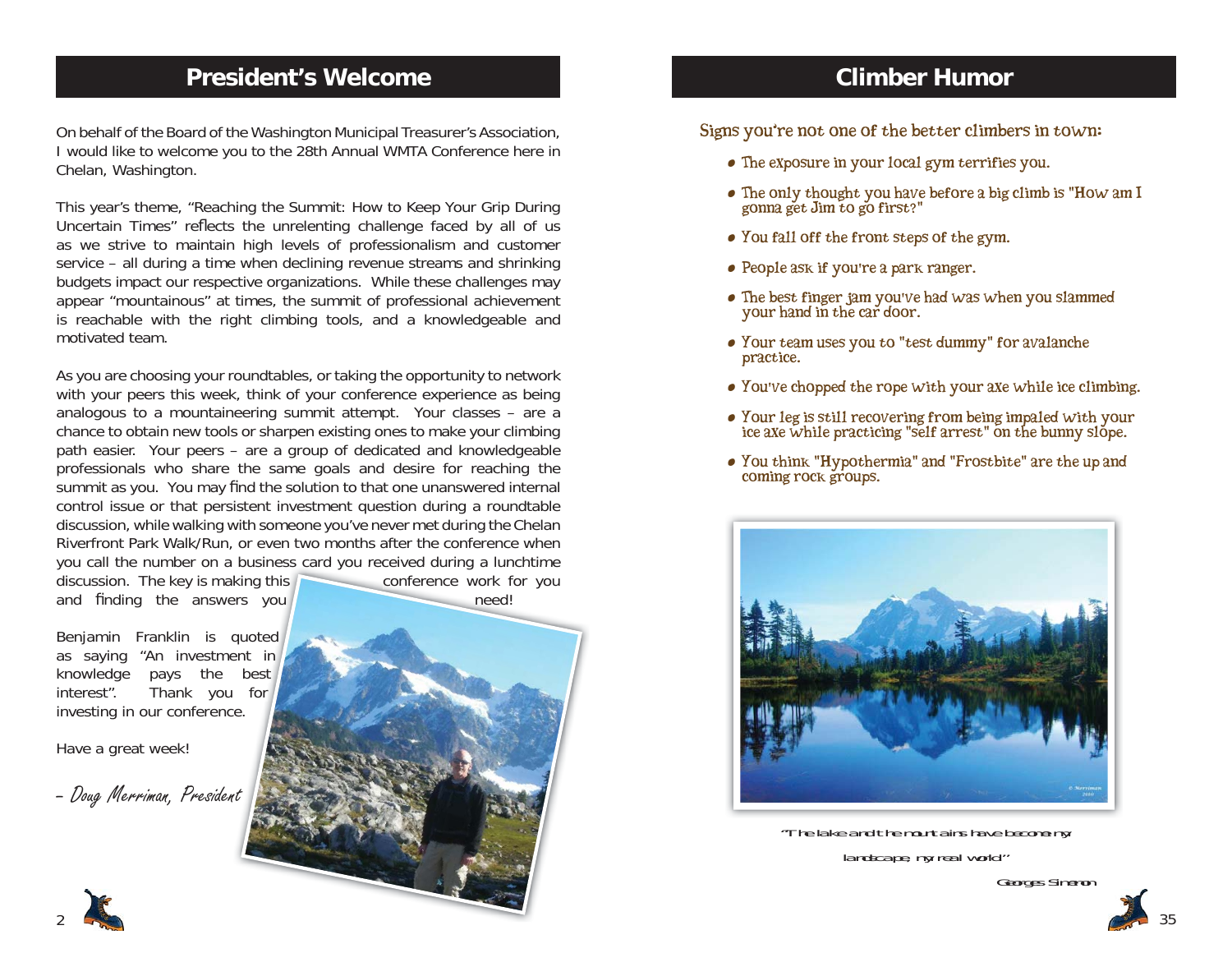## President's Welcome

On behalf of the Board of the Washington Municipal Treasurer's Association, I would like to welcome you to the 28th Annual WMTA Conference here in Chelan, Washington.

This year's theme, "Reaching the Summit: How to Keep Your Grip During Uncertain Times" reflects the unrelenting challenge faced by all of us as we strive to maintain high levels of professionalism and customer service – all during a time when declining revenue streams and shrinking budgets impact our respective organizations. While these challenges may appear "mountainous" at times, the summit of professional achievement is reachable with the right climbing tools, and a knowledgeable and motivated team.

As you are choosing your roundtables, or taking the opportunity to network with your peers this week, think of your conference experience as being analogous to a mountaineering summit attempt. Your classes – are a chance to obtain new tools or sharpen existing ones to make your climbing path easier. Your peers – are a group of dedicated and knowledgeable professionals who share the same goals and desire for reaching the summit as you. You may find the solution to that one unanswered internal control issue or that persistent investment question during a roundtable discussion, while walking with someone you've never met during the Chelan Riverfront Park Walk/Run, or even two months after the conference when you call the number on a business card you received during a lunchtime discussion. The key is making this conference work for you and finding the answers you need!

Benjamin Franklin is quoted as saying "An investment in knowledge pays the best interest". Thank you for investing in our conference.

Have a great week!

– *Doug Merriman, President*

## Climber Humor

Signs you're not one of the better climbers in town:

- The exposure in your local gym terrifies you.
- The only thought you have before a big climb is "How am I gonna get Jim to go first?"
- You fall off the front steps of the gym.
- People ask if you're a park ranger.
- The best finger jam you've had was when you slammed your hand in the car door.
- Your team uses you to "test dummy" for avalanche practice.
- You've chopped the rope with your axe while ice climbing.
- Your leg is still recovering from being impaled with your ice axe while practicing "self arrest" on the bunny slope.
- You think "Hypothermia" and "Frostbite" are the up and coming rock groups.

"The lake and the mountains have become my landscape, my real world."

Georges Simenon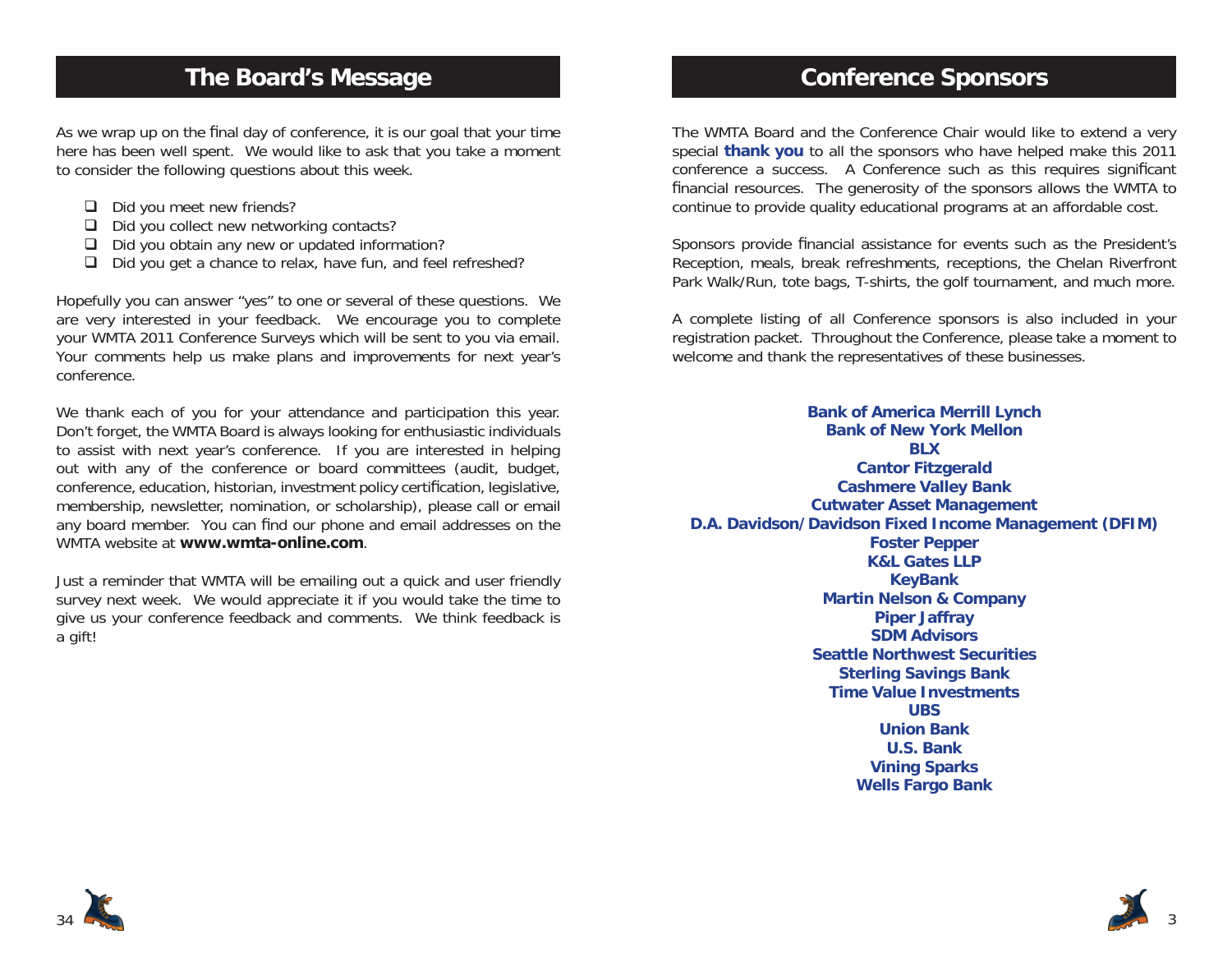## The Board's Message

As we wrap up on the final day of conference, it is our goal that your time here has been well spent. We would like to ask that you take a moment to consider the following questions about this week.

- ❑ Did you meet new friends?
- ❑ Did you collect new networking contacts?
- ❑ Did you obtain any new or updated information?
- ❑ Did you get a chance to relax, have fun, and feel refreshed?

Hopefully you can answer "yes" to one or several of these questions. We are very interested in your feedback. We encourage you to complete your WMTA 2011 Conference Surveys which will be sent to you via email. Your comments help us make plans and improvements for next year's conference.

We thank each of you for your attendance and participation this year. Don't forget, the WMTA Board is always looking for enthusiastic individuals to assist with next year's conference. If you are interested in helping out with any of the conference or board committees (audit, budget, conference, education, historian, investment policy certification, legislative, membership, newsletter, nomination, or scholarship), please call or email any board member. You can find our phone and email addresses on the WMTA website at **www.wmta-online.com**.

Just a reminder that WMTA will be emailing out a quick and user friendly survey next week. We would appreciate it if you would take the time to give us your conference feedback and comments. We think feedback is a gift!

## Conference Sponsors

The WMTA Board and the Conference Chair would like to extend a very special **thank you** to all the sponsors who have helped make this 2011 conference a success. A Conference such as this requires significant financial resources. The generosity of the sponsors allows the WMTA to continue to provide quality educational programs at an affordable cost.

Sponsors provide financial assistance for events such as the President's Reception, meals, break refreshments, receptions, the Chelan Riverfront Park Walk/Run, tote bags, T-shirts, the golf tournament, and much more.

A complete listing of all Conference sponsors is also included in your registration packet. Throughout the Conference, please take a moment to welcome and thank the representatives of these businesses.

**Bank of America Merrill Lynch**
**Bank of New York Mellon**
**BLX**
**Cantor Fitzgerald**
**Cashmere Valley Bank**
**Cutwater Asset Management**
**D.A. Davidson/Davidson Fixed Income Management (DFIM)**
**Foster Pepper**
**K&L Gates LLP**
**KeyBank**
**Martin Nelson & Company**
**Piper Jaffray**
**SDM Advisors**
**Seattle Northwest Securities**
**Sterling Savings Bank**
**Time Value Investments**
**UBS**
**Union Bank**
**U.S. Bank**
**Vining Sparks**
**Wells Fargo Bank**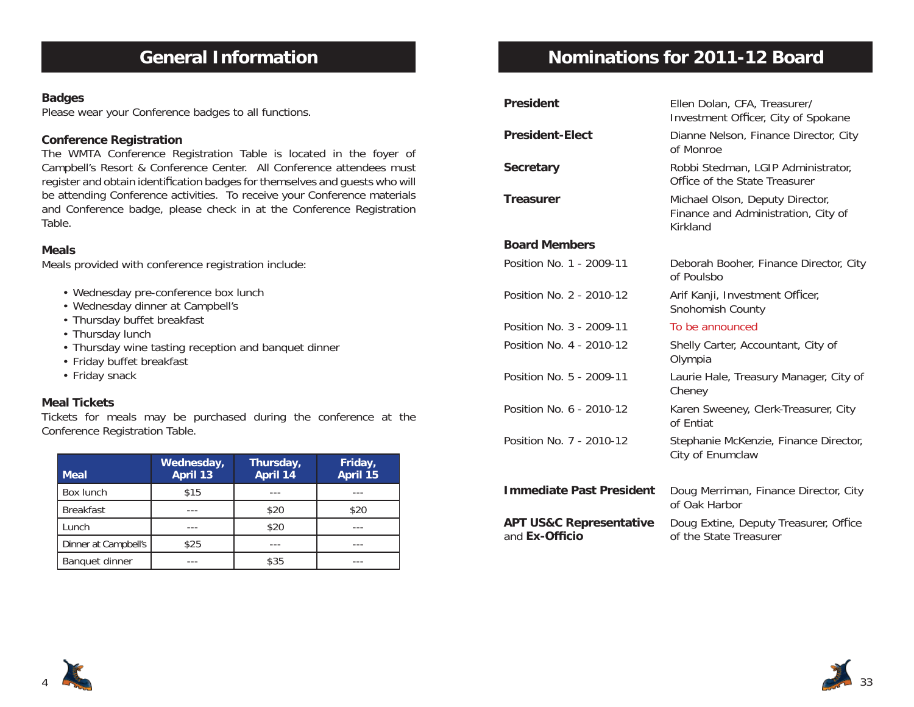# General Information

### Badges

Please wear your Conference badges to all functions.

### Conference Registration

The WMTA Conference Registration Table is located in the foyer of Campbell's Resort & Conference Center. All Conference attendees must register and obtain identification badges for themselves and guests who will be attending Conference activities. To receive your Conference materials and Conference badge, please check in at the Conference Registration Table.

### Meals

Meals provided with conference registration include:

- Wednesday pre-conference box lunch
- Wednesday dinner at Campbell's
- Thursday buffet breakfast
- Thursday lunch
- Thursday wine tasting reception and banquet dinner
- Friday buffet breakfast
- Friday snack

### Meal Tickets

Tickets for meals may be purchased during the conference at the Conference Registration Table.

| Meal | Wednesday, April 13 | Thursday, April 14 | Friday, April 15 |
|---|---|---|---|
| Box lunch | $15 | --- | --- |
| Breakfast | --- | $20 | $20 |
| Lunch | --- | $20 | --- |
| Dinner at Campbell's | $25 | --- | --- |
| Banquet dinner | --- | $35 | --- |

# Nominations for 2011-12 Board

| | |
|---|---|
| **President** | Ellen Dolan, CFA, Treasurer/ Investment Officer, City of Spokane |
| **President-Elect** | Dianne Nelson, Finance Director, City of Monroe |
| **Secretary** | Robbi Stedman, LGIP Administrator, Office of the State Treasurer |
| **Treasurer** | Michael Olson, Deputy Director, Finance and Administration, City of Kirkland |

### Board Members

| | |
|---|---|
| Position No. 1 - 2009-11 | Deborah Booher, Finance Director, City of Poulsbo |
| Position No. 2 - 2010-12 | Arif Kanji, Investment Officer, Snohomish County |
| Position No. 3 - 2009-11 | To be announced |
| Position No. 4 - 2010-12 | Shelly Carter, Accountant, City of Olympia |
| Position No. 5 - 2009-11 | Laurie Hale, Treasury Manager, City of Cheney |
| Position No. 6 - 2010-12 | Karen Sweeney, Clerk-Treasurer, City of Entiat |
| Position No. 7 - 2010-12 | Stephanie McKenzie, Finance Director, City of Enumclaw |

| | |
|---|---|
| **Immediate Past President** | Doug Merriman, Finance Director, City of Oak Harbor |
| **APT US&C Representative** and **Ex-Officio** | Doug Extine, Deputy Treasurer, Office of the State Treasurer |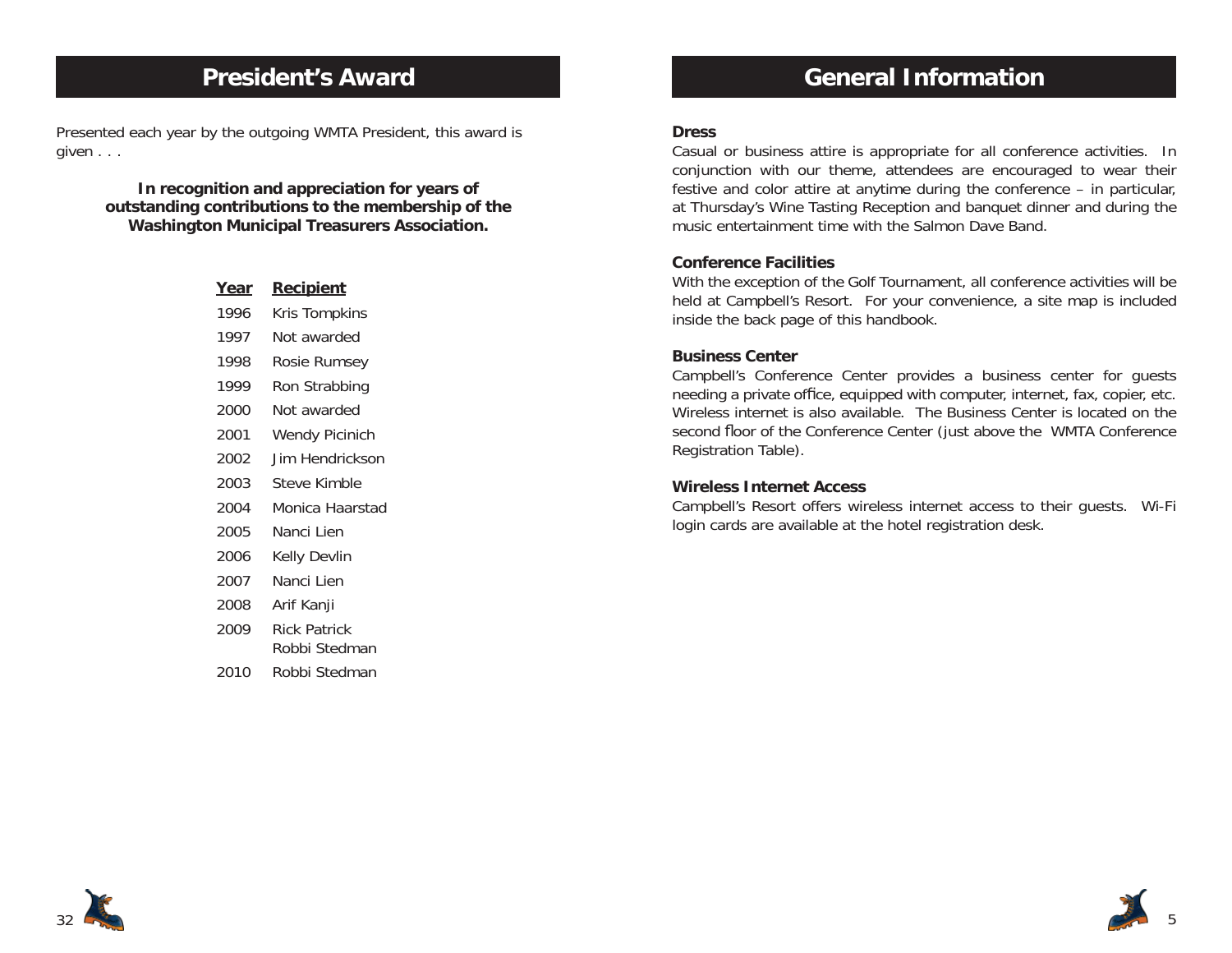## President's Award

Presented each year by the outgoing WMTA President, this award is given . . .

**In recognition and appreciation for years of outstanding contributions to the membership of the Washington Municipal Treasurers Association.**

| Year | Recipient |
|---|---|
| 1996 | Kris Tompkins |
| 1997 | Not awarded |
| 1998 | Rosie Rumsey |
| 1999 | Ron Strabbing |
| 2000 | Not awarded |
| 2001 | Wendy Picinich |
| 2002 | Jim Hendrickson |
| 2003 | Steve Kimble |
| 2004 | Monica Haarstad |
| 2005 | Nanci Lien |
| 2006 | Kelly Devlin |
| 2007 | Nanci Lien |
| 2008 | Arif Kanji |
| 2009 | Rick Patrick<br>Robbi Stedman |
| 2010 | Robbi Stedman |

## General Information

### Dress

Casual or business attire is appropriate for all conference activities. In conjunction with our theme, attendees are encouraged to wear their festive and color attire at anytime during the conference – in particular, at Thursday's Wine Tasting Reception and banquet dinner and during the music entertainment time with the Salmon Dave Band.

### Conference Facilities

With the exception of the Golf Tournament, all conference activities will be held at Campbell's Resort. For your convenience, a site map is included inside the back page of this handbook.

### Business Center

Campbell's Conference Center provides a business center for guests needing a private office, equipped with computer, internet, fax, copier, etc. Wireless internet is also available. The Business Center is located on the second floor of the Conference Center (just above the WMTA Conference Registration Table).

### Wireless Internet Access

Campbell's Resort offers wireless internet access to their guests. Wi-Fi login cards are available at the hotel registration desk.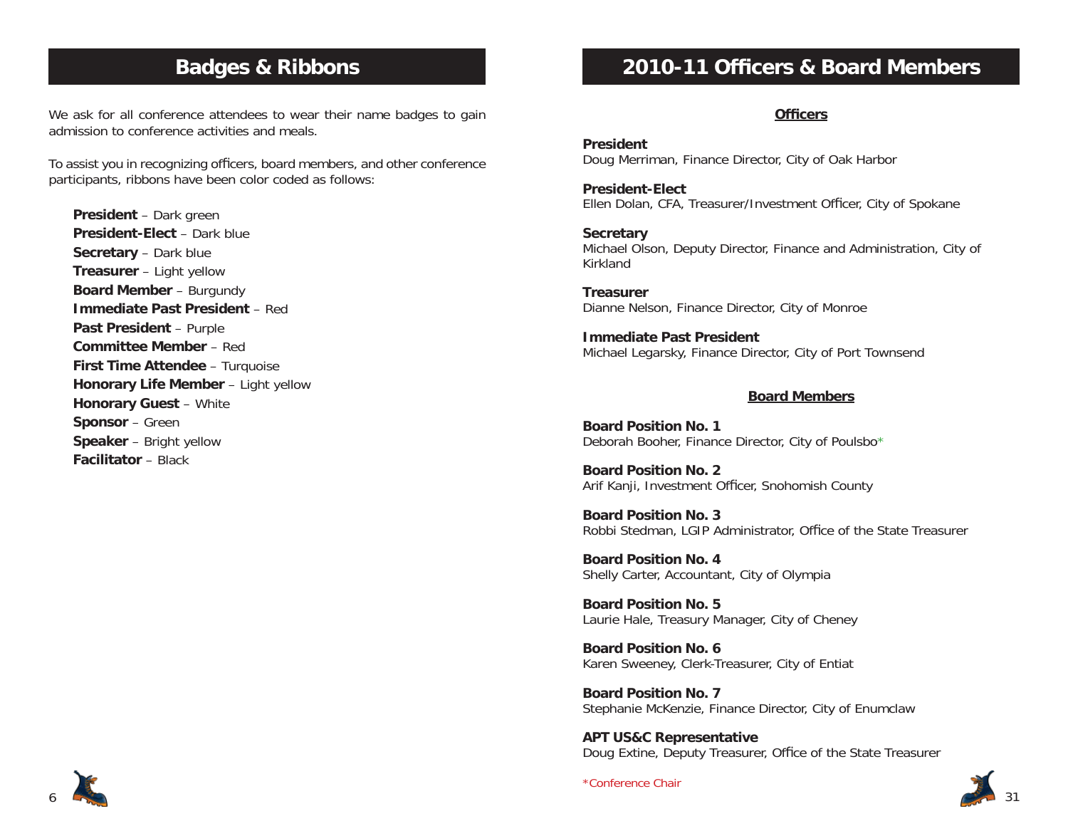# Badges & Ribbons

We ask for all conference attendees to wear their name badges to gain admission to conference activities and meals.

To assist you in recognizing officers, board members, and other conference participants, ribbons have been color coded as follows:

- **President** – Dark green
- **President-Elect** – Dark blue
- **Secretary** – Dark blue
- **Treasurer** – Light yellow
- **Board Member** – Burgundy
- **Immediate Past President** – Red
- **Past President** – Purple
- **Committee Member** – Red
- **First Time Attendee** – Turquoise
- **Honorary Life Member** – Light yellow
- **Honorary Guest** – White
- **Sponsor** – Green
- **Speaker** – Bright yellow
- **Facilitator** – Black

# 2010-11 Officers & Board Members

## Officers

**President**
Doug Merriman, Finance Director, City of Oak Harbor

**President-Elect**
Ellen Dolan, CFA, Treasurer/Investment Officer, City of Spokane

**Secretary**
Michael Olson, Deputy Director, Finance and Administration, City of Kirkland

**Treasurer**
Dianne Nelson, Finance Director, City of Monroe

**Immediate Past President**
Michael Legarsky, Finance Director, City of Port Townsend

## Board Members

**Board Position No. 1**
Deborah Booher, Finance Director, City of Poulsbo*

**Board Position No. 2**
Arif Kanji, Investment Officer, Snohomish County

**Board Position No. 3**
Robbi Stedman, LGIP Administrator, Office of the State Treasurer

**Board Position No. 4**
Shelly Carter, Accountant, City of Olympia

**Board Position No. 5**
Laurie Hale, Treasury Manager, City of Cheney

**Board Position No. 6**
Karen Sweeney, Clerk-Treasurer, City of Entiat

**Board Position No. 7**
Stephanie McKenzie, Finance Director, City of Enumclaw

**APT US&C Representative**
Doug Extine, Deputy Treasurer, Office of the State Treasurer

*Conference Chair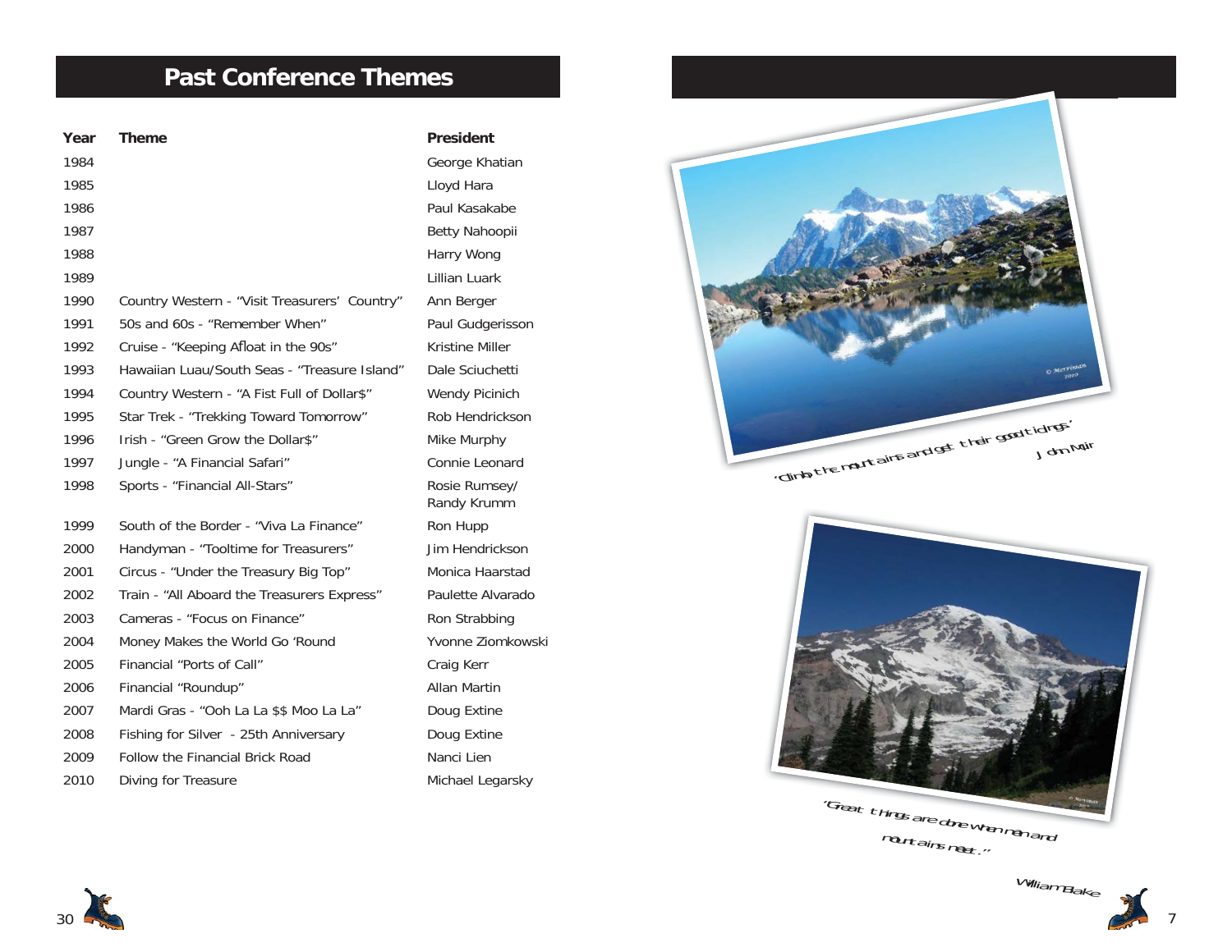# Past Conference Themes

| Year | Theme | President |
|---|---|---|
| 1984 | | George Khatian |
| 1985 | | Lloyd Hara |
| 1986 | | Paul Kasakabe |
| 1987 | | Betty Nahoopii |
| 1988 | | Harry Wong |
| 1989 | | Lillian Luark |
| 1990 | Country Western - "Visit Treasurers' Country" | Ann Berger |
| 1991 | 50s and 60s - "Remember When" | Paul Gudgerisson |
| 1992 | Cruise - "Keeping Afloat in the 90s" | Kristine Miller |
| 1993 | Hawaiian Luau/South Seas - "Treasure Island" | Dale Sciuchetti |
| 1994 | Country Western - "A Fist Full of Dollar$" | Wendy Picinich |
| 1995 | Star Trek - "Trekking Toward Tomorrow" | Rob Hendrickson |
| 1996 | Irish - "Green Grow the Dollar$" | Mike Murphy |
| 1997 | Jungle - "A Financial Safari" | Connie Leonard |
| 1998 | Sports - "Financial All-Stars" | Rosie Rumsey/ Randy Krumm |
| 1999 | South of the Border - "Viva La Finance" | Ron Hupp |
| 2000 | Handyman - "Tooltime for Treasurers" | Jim Hendrickson |
| 2001 | Circus - "Under the Treasury Big Top" | Monica Haarstad |
| 2002 | Train - "All Aboard the Treasurers Express" | Paulette Alvarado |
| 2003 | Cameras - "Focus on Finance" | Ron Strabbing |
| 2004 | Money Makes the World Go 'Round | Yvonne Ziomkowski |
| 2005 | Financial "Ports of Call" | Craig Kerr |
| 2006 | Financial "Roundup" | Allan Martin |
| 2007 | Mardi Gras - "Ooh La La $$ Moo La La" | Doug Extine |
| 2008 | Fishing for Silver - 25th Anniversary | Doug Extine |
| 2009 | Follow the Financial Brick Road | Nanci Lien |
| 2010 | Diving for Treasure | Michael Legarsky |

"Climb the mountains and get their good tidings."
John Muir

"Great things are done when men and mountains meet."
William Blake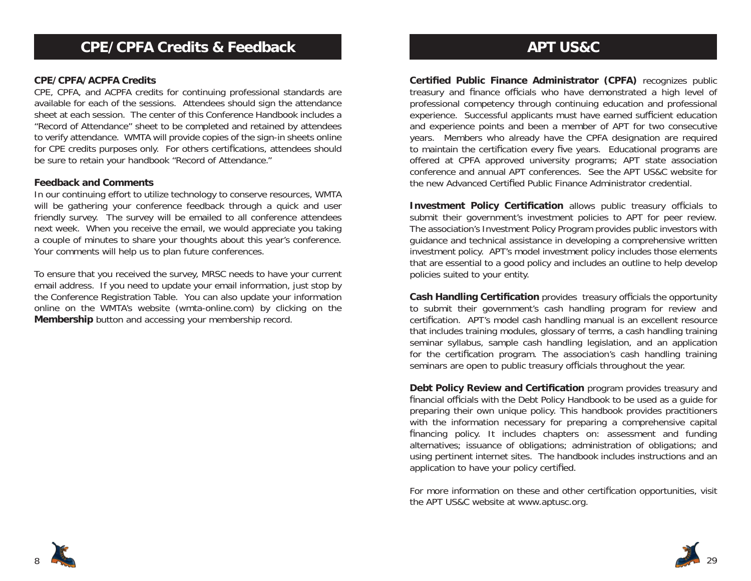# CPE/CPFA Credits & Feedback

## CPE/CPFA/ACPFA Credits

CPE, CPFA, and ACPFA credits for continuing professional standards are available for each of the sessions. Attendees should sign the attendance sheet at each session. The center of this Conference Handbook includes a "Record of Attendance" sheet to be completed and retained by attendees to verify attendance. WMTA will provide copies of the sign-in sheets online for CPE credits purposes only. For others certifications, attendees should be sure to retain your handbook "Record of Attendance."

## Feedback and Comments

In our continuing effort to utilize technology to conserve resources, WMTA will be gathering your conference feedback through a quick and user friendly survey. The survey will be emailed to all conference attendees next week. When you receive the email, we would appreciate you taking a couple of minutes to share your thoughts about this year's conference. Your comments will help us to plan future conferences.

To ensure that you received the survey, MRSC needs to have your current email address. If you need to update your email information, just stop by the Conference Registration Table. You can also update your information online on the WMTA's website (wmta-online.com) by clicking on the **Membership** button and accessing your membership record.

# APT US&C

**Certified Public Finance Administrator (CPFA)** recognizes public treasury and finance officials who have demonstrated a high level of professional competency through continuing education and professional experience. Successful applicants must have earned sufficient education and experience points and been a member of APT for two consecutive years. Members who already have the CPFA designation are required to maintain the certification every five years. Educational programs are offered at CPFA approved university programs; APT state association conference and annual APT conferences. See the APT US&C website for the new Advanced Certified Public Finance Administrator credential.

**Investment Policy Certification** allows public treasury officials to submit their government's investment policies to APT for peer review. The association's Investment Policy Program provides public investors with guidance and technical assistance in developing a comprehensive written investment policy. APT's model investment policy includes those elements that are essential to a good policy and includes an outline to help develop policies suited to your entity.

**Cash Handling Certification** provides treasury officials the opportunity to submit their government's cash handling program for review and certification. APT's model cash handling manual is an excellent resource that includes training modules, glossary of terms, a cash handling training seminar syllabus, sample cash handling legislation, and an application for the certification program. The association's cash handling training seminars are open to public treasury officials throughout the year.

**Debt Policy Review and Certification** program provides treasury and financial officials with the Debt Policy Handbook to be used as a guide for preparing their own unique policy. This handbook provides practitioners with the information necessary for preparing a comprehensive capital financing policy. It includes chapters on: assessment and funding alternatives; issuance of obligations; administration of obligations; and using pertinent internet sites. The handbook includes instructions and an application to have your policy certified.

For more information on these and other certification opportunities, visit the APT US&C website at www.aptusc.org.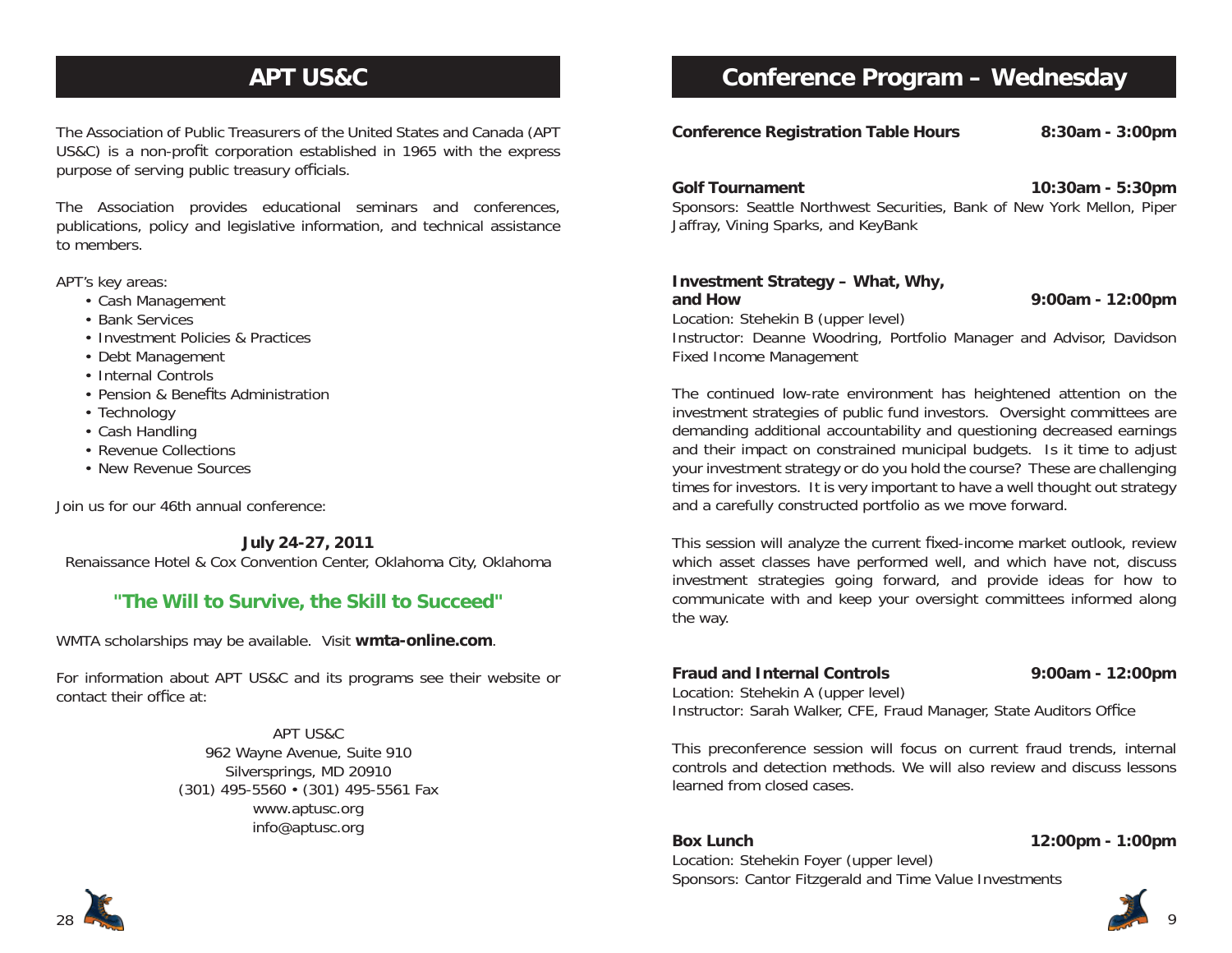# APT US&C

The Association of Public Treasurers of the United States and Canada (APT US&C) is a non-profit corporation established in 1965 with the express purpose of serving public treasury officials.

The Association provides educational seminars and conferences, publications, policy and legislative information, and technical assistance to members.

APT's key areas:

- Cash Management
- Bank Services
- Investment Policies & Practices
- Debt Management
- Internal Controls
- Pension & Benefits Administration
- Technology
- Cash Handling
- Revenue Collections
- New Revenue Sources

Join us for our 46th annual conference:

**July 24-27, 2011**
Renaissance Hotel & Cox Convention Center, Oklahoma City, Oklahoma

**"The Will to Survive, the Skill to Succeed"**

WMTA scholarships may be available. Visit **wmta-online.com**.

For information about APT US&C and its programs see their website or contact their office at:

APT US&C
962 Wayne Avenue, Suite 910
Silversprings, MD 20910
(301) 495-5560 • (301) 495-5561 Fax
www.aptusc.org
info@aptusc.org

# Conference Program – Wednesday

**Conference Registration Table Hours** **8:30am - 3:00pm**

**Golf Tournament** **10:30am - 5:30pm**
Sponsors: Seattle Northwest Securities, Bank of New York Mellon, Piper Jaffray, Vining Sparks, and KeyBank

**Investment Strategy – What, Why, and How** **9:00am - 12:00pm**
Location: Stehekin B (upper level)
Instructor: Deanne Woodring, Portfolio Manager and Advisor, Davidson Fixed Income Management

The continued low-rate environment has heightened attention on the investment strategies of public fund investors. Oversight committees are demanding additional accountability and questioning decreased earnings and their impact on constrained municipal budgets. Is it time to adjust your investment strategy or do you hold the course? These are challenging times for investors. It is very important to have a well thought out strategy and a carefully constructed portfolio as we move forward.

This session will analyze the current fixed-income market outlook, review which asset classes have performed well, and which have not, discuss investment strategies going forward, and provide ideas for how to communicate with and keep your oversight committees informed along the way.

**Fraud and Internal Controls** **9:00am - 12:00pm**
Location: Stehekin A (upper level)
Instructor: Sarah Walker, CFE, Fraud Manager, State Auditors Office

This preconference session will focus on current fraud trends, internal controls and detection methods. We will also review and discuss lessons learned from closed cases.

**Box Lunch** **12:00pm - 1:00pm**
Location: Stehekin Foyer (upper level)
Sponsors: Cantor Fitzgerald and Time Value Investments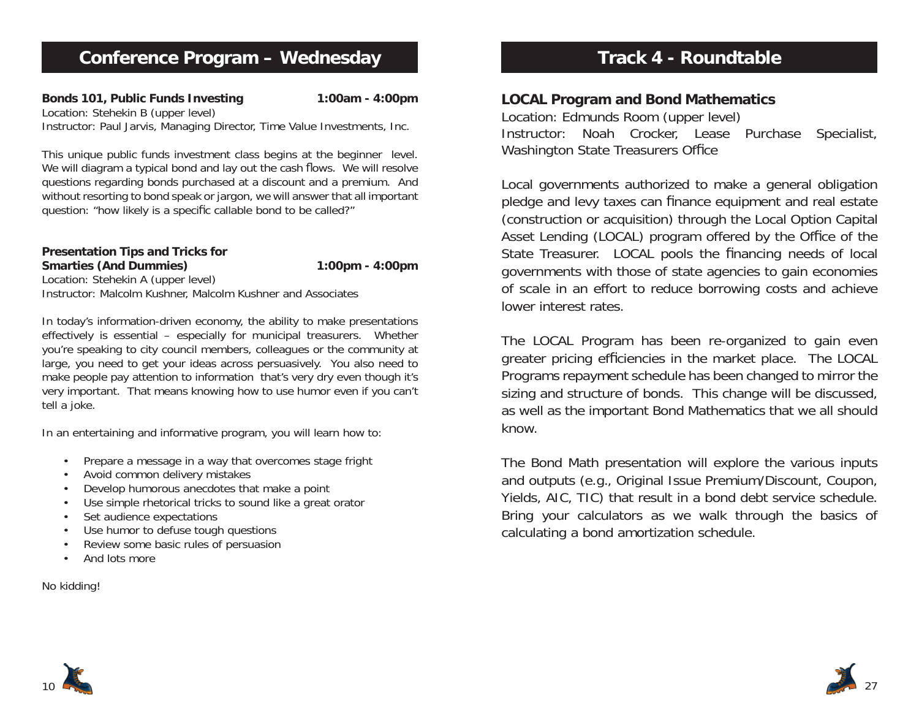# Conference Program – Wednesday

**Bonds 101, Public Funds Investing** **1:00am - 4:00pm**
Location: Stehekin B (upper level)
Instructor: Paul Jarvis, Managing Director, Time Value Investments, Inc.

This unique public funds investment class begins at the beginner level. We will diagram a typical bond and lay out the cash flows. We will resolve questions regarding bonds purchased at a discount and a premium. And without resorting to bond speak or jargon, we will answer that all important question: "how likely is a specific callable bond to be called?"

**Presentation Tips and Tricks for Smarties (And Dummies)** **1:00pm - 4:00pm**
Location: Stehekin A (upper level)
Instructor: Malcolm Kushner, Malcolm Kushner and Associates

In today's information-driven economy, the ability to make presentations effectively is essential – especially for municipal treasurers. Whether you're speaking to city council members, colleagues or the community at large, you need to get your ideas across persuasively. You also need to make people pay attention to information that's very dry even though it's very important. That means knowing how to use humor even if you can't tell a joke.

In an entertaining and informative program, you will learn how to:

- Prepare a message in a way that overcomes stage fright
- Avoid common delivery mistakes
- Develop humorous anecdotes that make a point
- Use simple rhetorical tricks to sound like a great orator
- Set audience expectations
- Use humor to defuse tough questions
- Review some basic rules of persuasion
- And lots more

No kidding!

# Track 4 - Roundtable

## LOCAL Program and Bond Mathematics

Location: Edmunds Room (upper level)
Instructor: Noah Crocker, Lease Purchase Specialist, Washington State Treasurers Office

Local governments authorized to make a general obligation pledge and levy taxes can finance equipment and real estate (construction or acquisition) through the Local Option Capital Asset Lending (LOCAL) program offered by the Office of the State Treasurer. LOCAL pools the financing needs of local governments with those of state agencies to gain economies of scale in an effort to reduce borrowing costs and achieve lower interest rates.

The LOCAL Program has been re-organized to gain even greater pricing efficiencies in the market place. The LOCAL Programs repayment schedule has been changed to mirror the sizing and structure of bonds. This change will be discussed, as well as the important Bond Mathematics that we all should know.

The Bond Math presentation will explore the various inputs and outputs (e.g., Original Issue Premium/Discount, Coupon, Yields, AIC, TIC) that result in a bond debt service schedule. Bring your calculators as we walk through the basics of calculating a bond amortization schedule.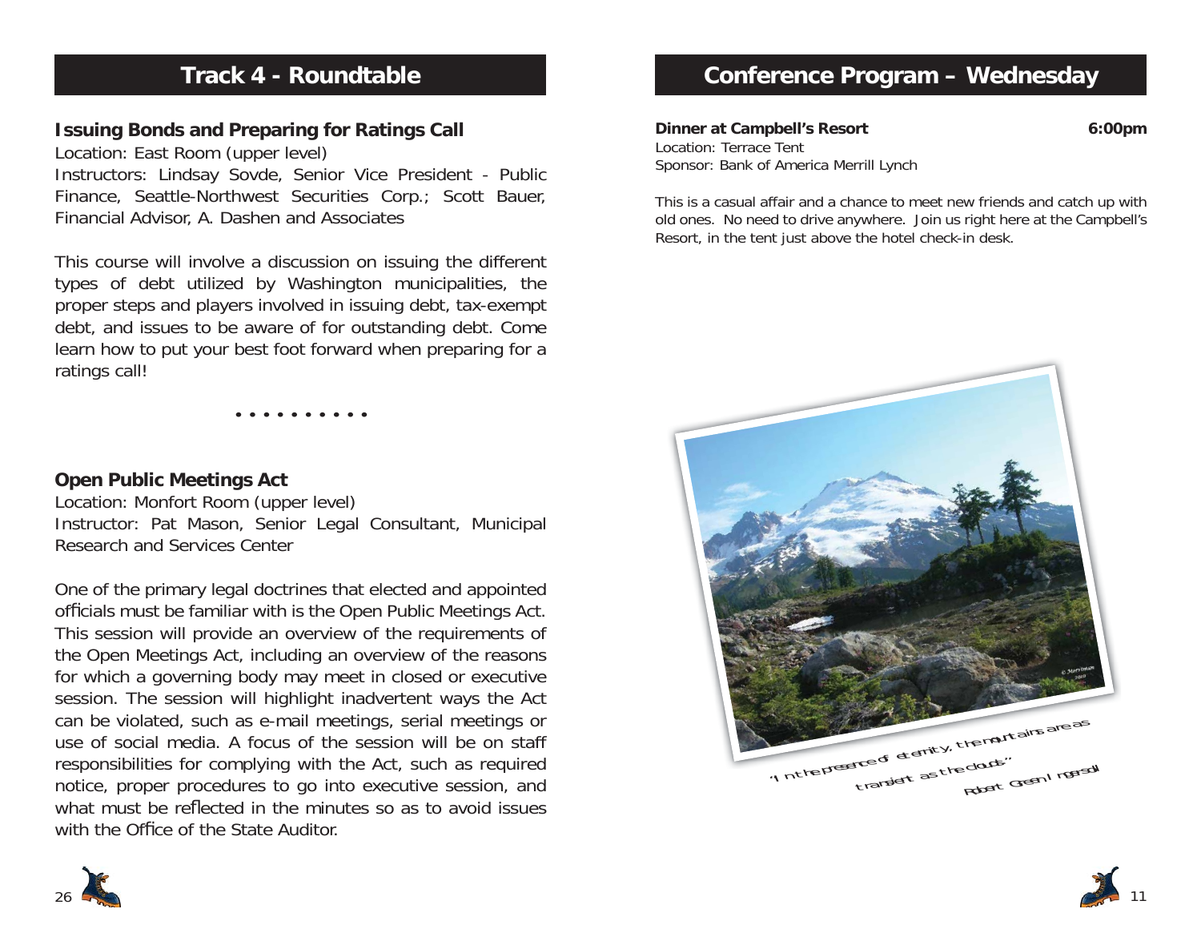## Track 4 - Roundtable

### Issuing Bonds and Preparing for Ratings Call

Location: East Room (upper level)

Instructors: Lindsay Sovde, Senior Vice President - Public Finance, Seattle-Northwest Securities Corp.; Scott Bauer, Financial Advisor, A. Dashen and Associates

This course will involve a discussion on issuing the different types of debt utilized by Washington municipalities, the proper steps and players involved in issuing debt, tax-exempt debt, and issues to be aware of for outstanding debt. Come learn how to put your best foot forward when preparing for a ratings call!

• • • • • • • • • •

### Open Public Meetings Act

Location: Monfort Room (upper level)

Instructor: Pat Mason, Senior Legal Consultant, Municipal Research and Services Center

One of the primary legal doctrines that elected and appointed officials must be familiar with is the Open Public Meetings Act. This session will provide an overview of the requirements of the Open Meetings Act, including an overview of the reasons for which a governing body may meet in closed or executive session. The session will highlight inadvertent ways the Act can be violated, such as e-mail meetings, serial meetings or use of social media. A focus of the session will be on staff responsibilities for complying with the Act, such as required notice, proper procedures to go into executive session, and what must be reflected in the minutes so as to avoid issues with the Office of the State Auditor.

## Conference Program – Wednesday

**Dinner at Campbell's Resort** **6:00pm**

Location: Terrace Tent

Sponsor: Bank of America Merrill Lynch

This is a casual affair and a chance to meet new friends and catch up with old ones. No need to drive anywhere. Join us right here at the Campbell's Resort, in the tent just above the hotel check-in desk.

"In the presence of eternity, the mountains are as transient as the clouds."

Robert Green Ingersoll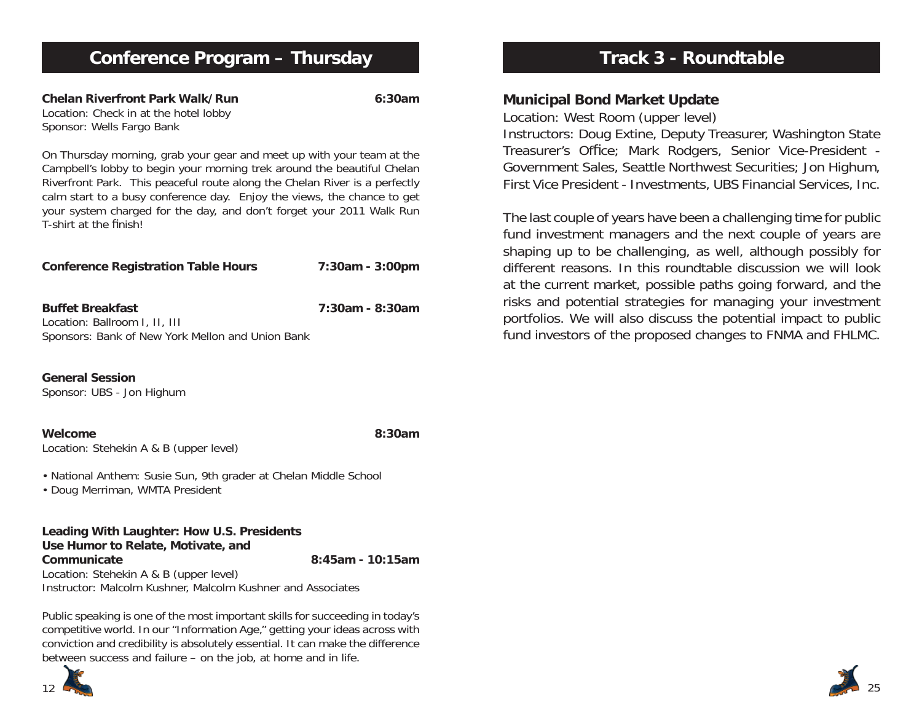# Conference Program – Thursday

**Chelan Riverfront Park Walk/Run** **6:30am**

Location: Check in at the hotel lobby
Sponsor: Wells Fargo Bank

On Thursday morning, grab your gear and meet up with your team at the Campbell's lobby to begin your morning trek around the beautiful Chelan Riverfront Park. This peaceful route along the Chelan River is a perfectly calm start to a busy conference day. Enjoy the views, the chance to get your system charged for the day, and don't forget your 2011 Walk Run T-shirt at the finish!

**Conference Registration Table Hours** **7:30am - 3:00pm**

**Buffet Breakfast** **7:30am - 8:30am**

Location: Ballroom I, II, III
Sponsors: Bank of New York Mellon and Union Bank

**General Session**

Sponsor: UBS - Jon Highum

**Welcome** **8:30am**

Location: Stehekin A & B (upper level)

- National Anthem: Susie Sun, 9th grader at Chelan Middle School
- Doug Merriman, WMTA President

**Leading With Laughter: How U.S. Presidents Use Humor to Relate, Motivate, and Communicate** **8:45am - 10:15am**

Location: Stehekin A & B (upper level)
Instructor: Malcolm Kushner, Malcolm Kushner and Associates

Public speaking is one of the most important skills for succeeding in today's competitive world. In our "Information Age," getting your ideas across with conviction and credibility is absolutely essential. It can make the difference between success and failure – on the job, at home and in life.

# Track 3 - Roundtable

## Municipal Bond Market Update

Location: West Room (upper level)
Instructors: Doug Extine, Deputy Treasurer, Washington State Treasurer's Office; Mark Rodgers, Senior Vice-President - Government Sales, Seattle Northwest Securities; Jon Highum, First Vice President - Investments, UBS Financial Services, Inc.

The last couple of years have been a challenging time for public fund investment managers and the next couple of years are shaping up to be challenging, as well, although possibly for different reasons. In this roundtable discussion we will look at the current market, possible paths going forward, and the risks and potential strategies for managing your investment portfolios. We will also discuss the potential impact to public fund investors of the proposed changes to FNMA and FHLMC.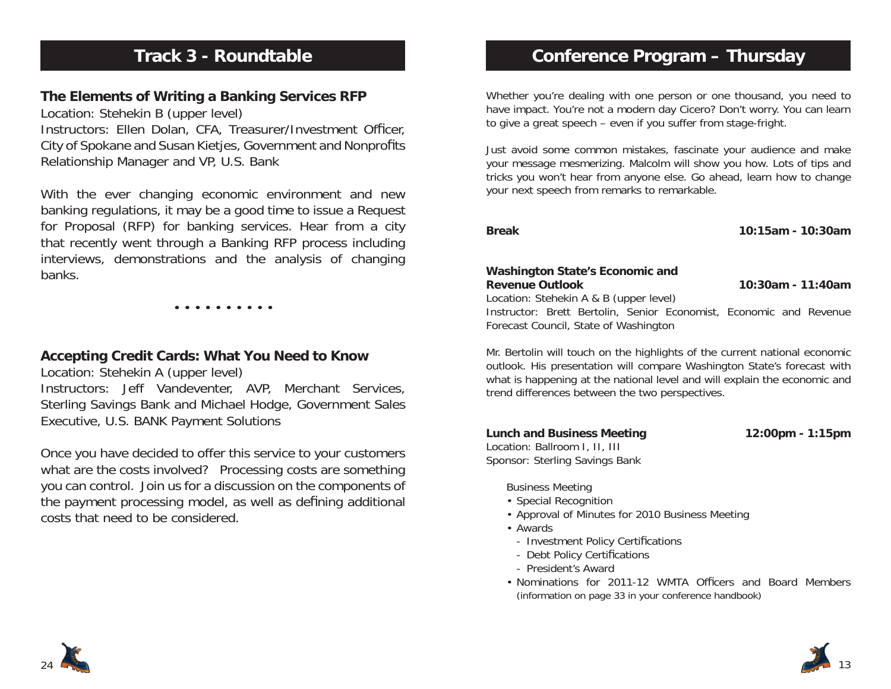## Track 3 - Roundtable

### The Elements of Writing a Banking Services RFP

Location: Stehekin B (upper level)
Instructors: Ellen Dolan, CFA, Treasurer/Investment Officer, City of Spokane and Susan Kietjes, Government and Nonprofits Relationship Manager and VP, U.S. Bank

With the ever changing economic environment and new banking regulations, it may be a good time to issue a Request for Proposal (RFP) for banking services. Hear from a city that recently went through a Banking RFP process including interviews, demonstrations and the analysis of changing banks.

• • • • • • • • • •

### Accepting Credit Cards: What You Need to Know

Location: Stehekin A (upper level)
Instructors: Jeff Vandeventer, AVP, Merchant Services, Sterling Savings Bank and Michael Hodge, Government Sales Executive, U.S. BANK Payment Solutions

Once you have decided to offer this service to your customers what are the costs involved? Processing costs are something you can control. Join us for a discussion on the components of the payment processing model, as well as defining additional costs that need to be considered.

## Conference Program – Thursday

Whether you're dealing with one person or one thousand, you need to have impact. You're not a modern day Cicero? Don't worry. You can learn to give a great speech – even if you suffer from stage-fright.

Just avoid some common mistakes, fascinate your audience and make your message mesmerizing. Malcolm will show you how. Lots of tips and tricks you won't hear from anyone else. Go ahead, learn how to change your next speech from remarks to remarkable.

**Break** **10:15am - 10:30am**

**Washington State's Economic and Revenue Outlook** **10:30am - 11:40am**
Location: Stehekin A & B (upper level)
Instructor: Brett Bertolin, Senior Economist, Economic and Revenue Forecast Council, State of Washington

Mr. Bertolin will touch on the highlights of the current national economic outlook. His presentation will compare Washington State's forecast with what is happening at the national level and will explain the economic and trend differences between the two perspectives.

**Lunch and Business Meeting** **12:00pm - 1:15pm**
Location: Ballroom I, II, III
Sponsor: Sterling Savings Bank

Business Meeting

- Special Recognition
- Approval of Minutes for 2010 Business Meeting
- Awards
  - Investment Policy Certifications
  - Debt Policy Certifications
  - President's Award
- Nominations for 2011-12 WMTA Officers and Board Members (information on page 33 in your conference handbook)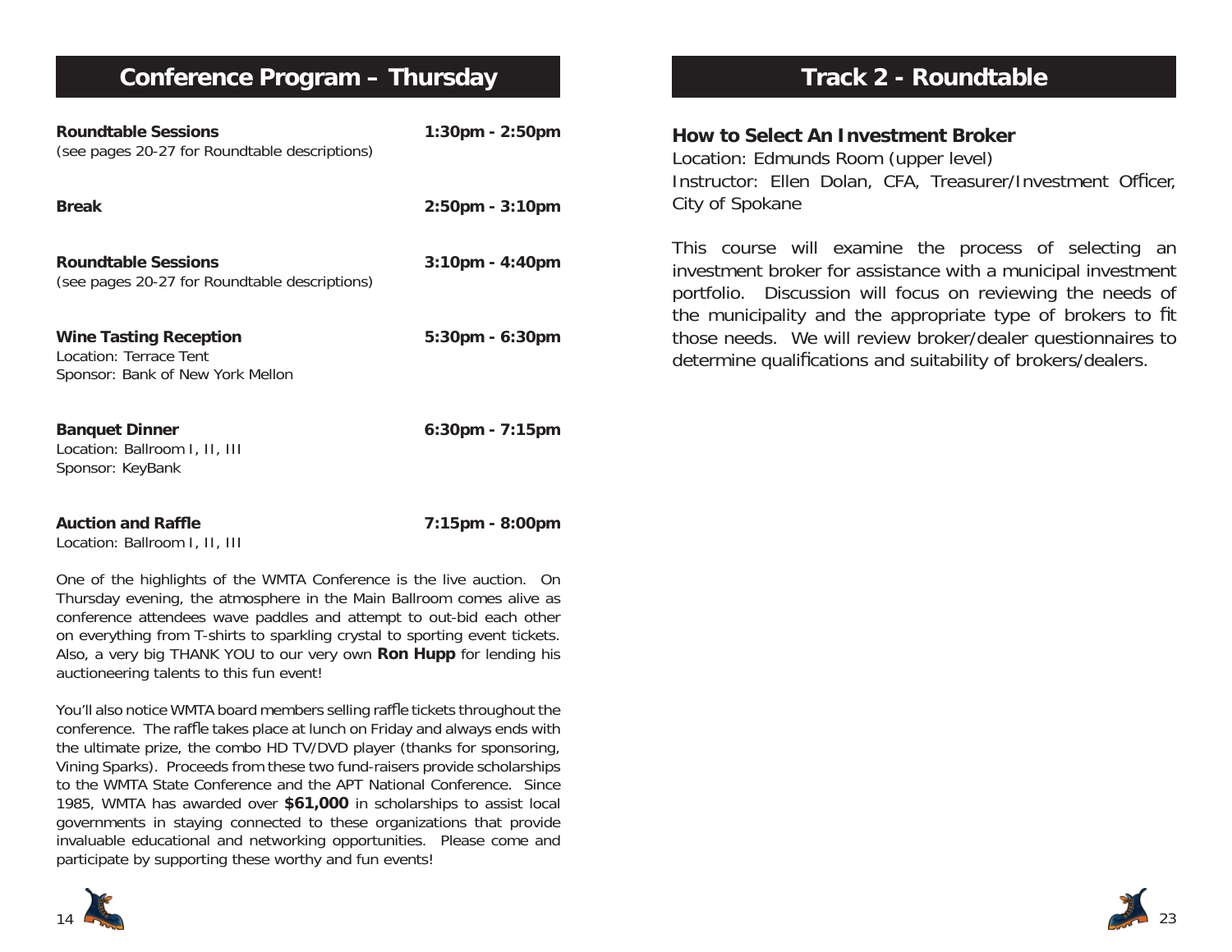## Conference Program – Thursday

**Roundtable Sessions** **1:30pm - 2:50pm**
(see pages 20-27 for Roundtable descriptions)

**Break** **2:50pm - 3:10pm**

**Roundtable Sessions** **3:10pm - 4:40pm**
(see pages 20-27 for Roundtable descriptions)

**Wine Tasting Reception** **5:30pm - 6:30pm**
Location: Terrace Tent
Sponsor: Bank of New York Mellon

**Banquet Dinner** **6:30pm - 7:15pm**
Location: Ballroom I, II, III
Sponsor: KeyBank

**Auction and Raffle** **7:15pm - 8:00pm**
Location: Ballroom I, II, III

One of the highlights of the WMTA Conference is the live auction. On Thursday evening, the atmosphere in the Main Ballroom comes alive as conference attendees wave paddles and attempt to out-bid each other on everything from T-shirts to sparkling crystal to sporting event tickets. Also, a very big THANK YOU to our very own **Ron Hupp** for lending his auctioneering talents to this fun event!

You'll also notice WMTA board members selling raffle tickets throughout the conference. The raffle takes place at lunch on Friday and always ends with the ultimate prize, the combo HD TV/DVD player (thanks for sponsoring, Vining Sparks). Proceeds from these two fund-raisers provide scholarships to the WMTA State Conference and the APT National Conference. Since 1985, WMTA has awarded over **$61,000** in scholarships to assist local governments in staying connected to these organizations that provide invaluable educational and networking opportunities. Please come and participate by supporting these worthy and fun events!

## Track 2 - Roundtable

### How to Select An Investment Broker

Location: Edmunds Room (upper level)
Instructor: Ellen Dolan, CFA, Treasurer/Investment Officer, City of Spokane

This course will examine the process of selecting an investment broker for assistance with a municipal investment portfolio. Discussion will focus on reviewing the needs of the municipality and the appropriate type of brokers to fit those needs. We will review broker/dealer questionnaires to determine qualifications and suitability of brokers/dealers.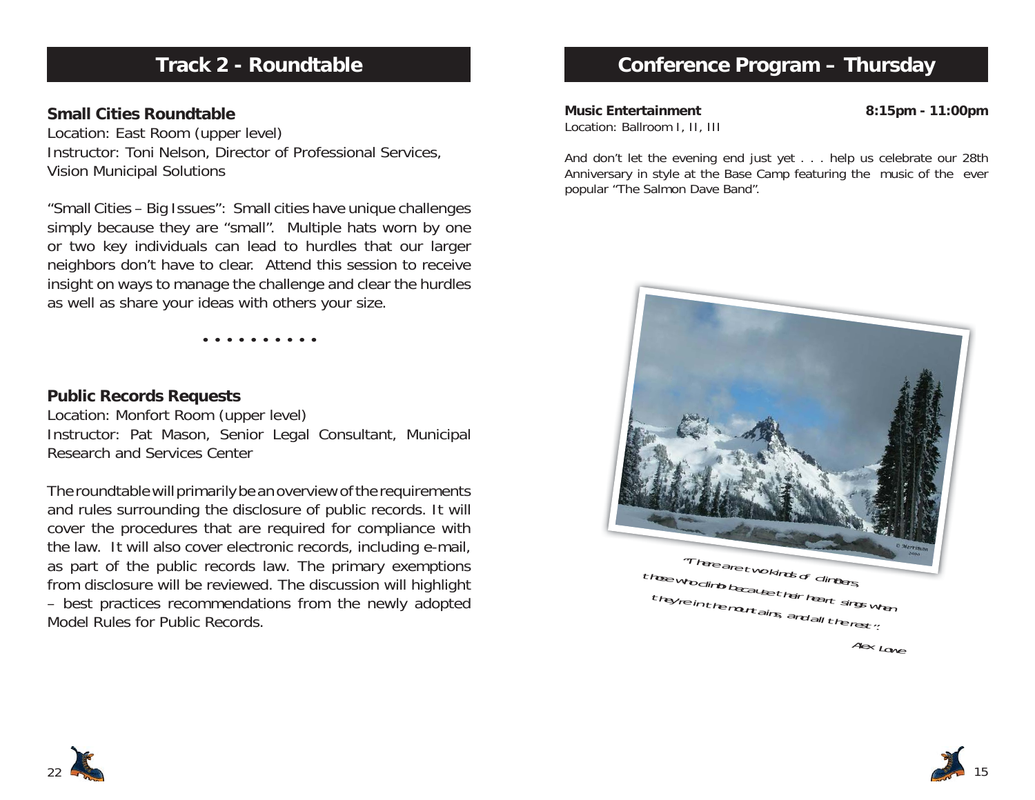# Track 2 - Roundtable

### Small Cities Roundtable

Location: East Room (upper level)
Instructor: Toni Nelson, Director of Professional Services, Vision Municipal Solutions

"Small Cities – Big Issues": Small cities have unique challenges simply because they are "small". Multiple hats worn by one or two key individuals can lead to hurdles that our larger neighbors don't have to clear. Attend this session to receive insight on ways to manage the challenge and clear the hurdles as well as share your ideas with others your size.

• • • • • • • • • •

### Public Records Requests

Location: Monfort Room (upper level)
Instructor: Pat Mason, Senior Legal Consultant, Municipal Research and Services Center

The roundtable will primarily be an overview of the requirements and rules surrounding the disclosure of public records. It will cover the procedures that are required for compliance with the law. It will also cover electronic records, including e-mail, as part of the public records law. The primary exemptions from disclosure will be reviewed. The discussion will highlight – best practices recommendations from the newly adopted Model Rules for Public Records.

# Conference Program – Thursday

**Music Entertainment** **8:15pm - 11:00pm**
Location: Ballroom I, II, III

And don't let the evening end just yet . . . help us celebrate our 28th Anniversary in style at the Base Camp featuring the music of the ever popular "The Salmon Dave Band".

"There are two kinds of climbers, those who climb because their heart sings when they're in the mountains, and all the rest".

Alex Lowe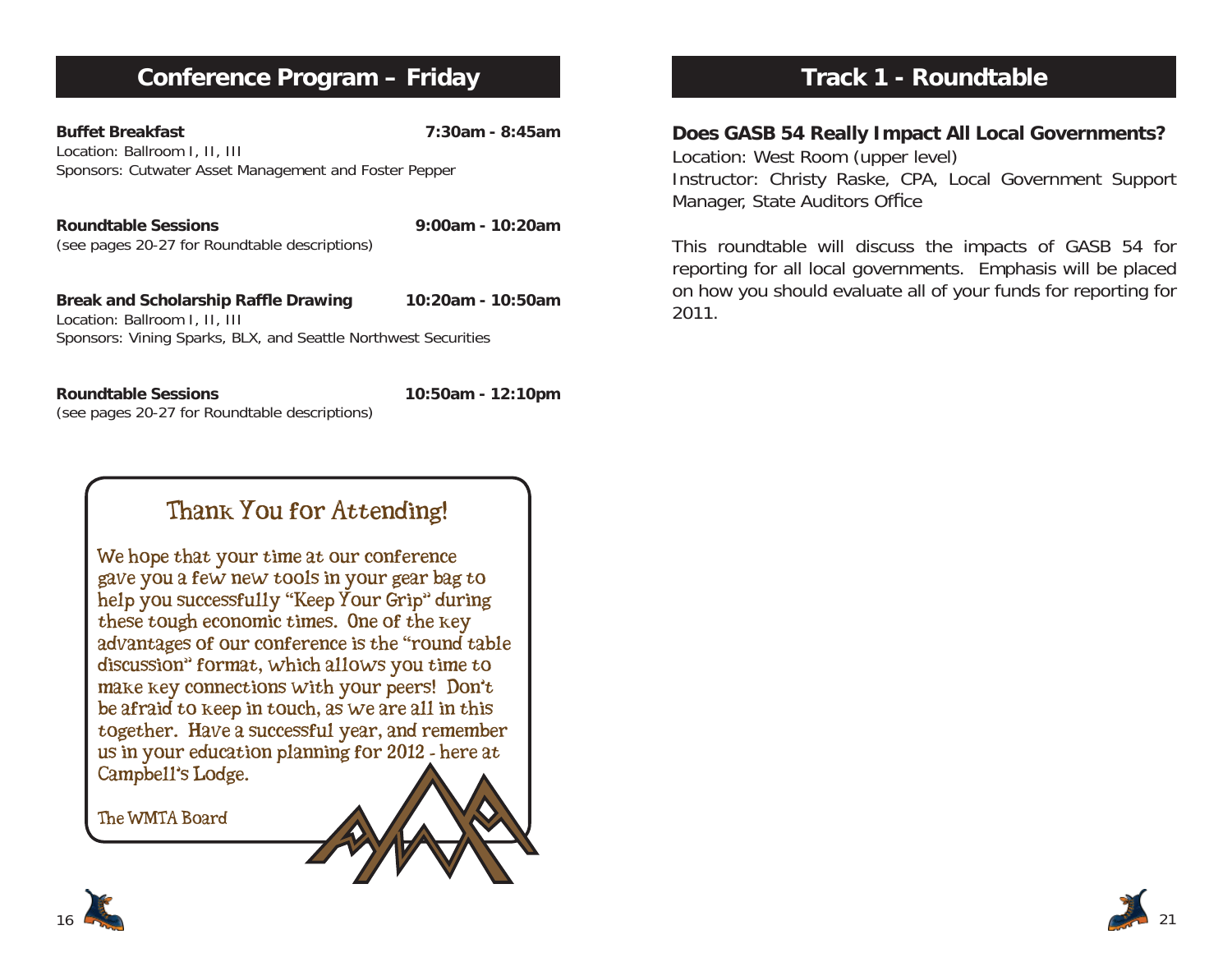## Conference Program – Friday

**Buffet Breakfast** **7:30am - 8:45am**
Location: Ballroom I, II, III
Sponsors: Cutwater Asset Management and Foster Pepper

**Roundtable Sessions** **9:00am - 10:20am**
(see pages 20-27 for Roundtable descriptions)

**Break and Scholarship Raffle Drawing** **10:20am - 10:50am**
Location: Ballroom I, II, III
Sponsors: Vining Sparks, BLX, and Seattle Northwest Securities

**Roundtable Sessions** **10:50am - 12:10pm**
(see pages 20-27 for Roundtable descriptions)

### Thank You for Attending!

We hope that your time at our conference gave you a few new tools in your gear bag to help you successfully "Keep Your Grip" during these tough economic times. One of the key advantages of our conference is the "round table discussion" format, which allows you time to make key connections with your peers! Don't be afraid to keep in touch, as we are all in this together. Have a successful year, and remember us in your education planning for 2012 - here at Campbell's Lodge.

The WMTA Board

## Track 1 - Roundtable

**Does GASB 54 Really Impact All Local Governments?**
Location: West Room (upper level)
Instructor: Christy Raske, CPA, Local Government Support Manager, State Auditors Office

This roundtable will discuss the impacts of GASB 54 for reporting for all local governments. Emphasis will be placed on how you should evaluate all of your funds for reporting for 2011.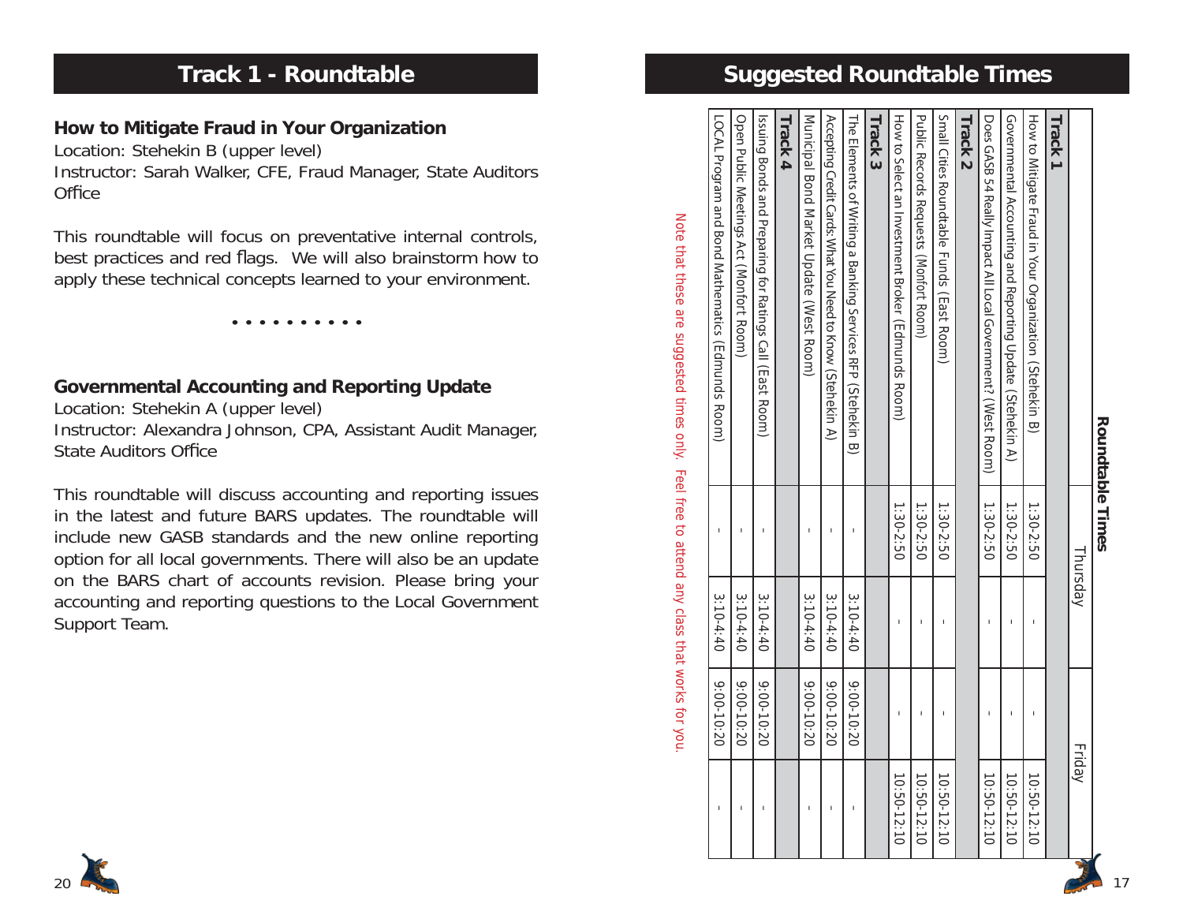## Track 1 - Roundtable

### How to Mitigate Fraud in Your Organization

Location: Stehekin B (upper level)
Instructor: Sarah Walker, CFE, Fraud Manager, State Auditors Office

This roundtable will focus on preventative internal controls, best practices and red flags. We will also brainstorm how to apply these technical concepts learned to your environment.

• • • • • • • • • •

### Governmental Accounting and Reporting Update

Location: Stehekin A (upper level)
Instructor: Alexandra Johnson, CPA, Assistant Audit Manager, State Auditors Office

This roundtable will discuss accounting and reporting issues in the latest and future BARS updates. The roundtable will include new GASB standards and the new online reporting option for all local governments. There will also be an update on the BARS chart of accounts revision. Please bring your accounting and reporting questions to the Local Government Support Team.

## Suggested Roundtable Times

**Roundtable Times**

| | Thursday | | Friday | |
|---|---|---|---|---|
| **Track 1** | | | | |
| How to Mitigate Fraud in Your Organization (Stehekin B) | 1:30-2:50 | - | - | 10:50-12:10 |
| Governmental Accounting and Reporting Update (Stehekin A) | 1:30-2:50 | - | - | 10:50-12:10 |
| Does GASB 54 Really Impact All Local Government? (West Room) | 1:30-2:50 | - | - | 10:50-12:10 |
| **Track 2** | | | | |
| Small Cities Roundtable Funds (East Room) | 1:30-2:50 | - | - | 10:50-12:10 |
| Public Records Requests (Monfort Room) | 1:30-2:50 | - | - | 10:50-12:10 |
| How to Select an Investment Broker (Edmunds Room) | 1:30-2:50 | - | - | 10:50-12:10 |
| **Track 3** | | | | |
| The Elements of Writing a Banking Services RFP (Stehekin B) | - | 3:10-4:40 | 9:00-10:20 | - |
| Accepting Credit Cards: What You Need to Know (Stehekin A) | - | 3:10-4:40 | 9:00-10:20 | - |
| Municipal Bond Market Update (West Room) | - | 3:10-4:40 | 9:00-10:20 | - |
| **Track 4** | | | | |
| Issuing Bonds and Preparing for Ratings Call (East Room) | - | 3:10-4:40 | 9:00-10:20 | - |
| Open Public Meetings Act (Monfort Room) | - | 3:10-4:40 | 9:00-10:20 | - |
| LOCAL Program and Bond Mathematics (Edmunds Room) | - | 3:10-4:40 | 9:00-10:20 | - |

Note that these are suggested times only. Feel free to attend any class that works for you.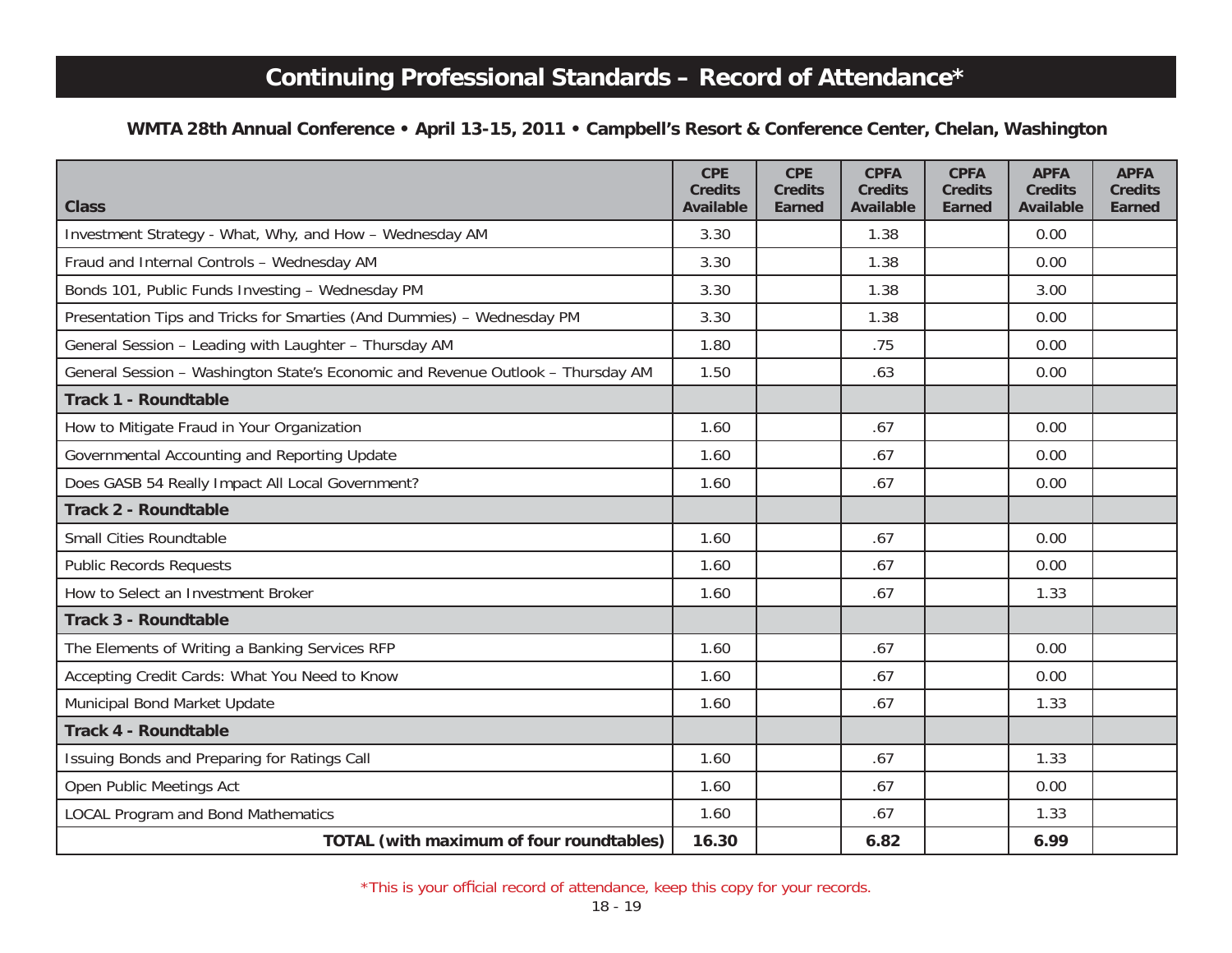# Continuing Professional Standards – Record of Attendance*

**WMTA 28th Annual Conference • April 13-15, 2011 • Campbell's Resort & Conference Center, Chelan, Washington**

| Class | CPE Credits Available | CPE Credits Earned | CPFA Credits Available | CPFA Credits Earned | APFA Credits Available | APFA Credits Earned |
|---|---|---|---|---|---|---|
| Investment Strategy - What, Why, and How – Wednesday AM | 3.30 | | 1.38 | | 0.00 | |
| Fraud and Internal Controls – Wednesday AM | 3.30 | | 1.38 | | 0.00 | |
| Bonds 101, Public Funds Investing – Wednesday PM | 3.30 | | 1.38 | | 3.00 | |
| Presentation Tips and Tricks for Smarties (And Dummies) – Wednesday PM | 3.30 | | 1.38 | | 0.00 | |
| General Session – Leading with Laughter – Thursday AM | 1.80 | | .75 | | 0.00 | |
| General Session – Washington State's Economic and Revenue Outlook – Thursday AM | 1.50 | | .63 | | 0.00 | |
| **Track 1 - Roundtable** | | | | | | |
| How to Mitigate Fraud in Your Organization | 1.60 | | .67 | | 0.00 | |
| Governmental Accounting and Reporting Update | 1.60 | | .67 | | 0.00 | |
| Does GASB 54 Really Impact All Local Government? | 1.60 | | .67 | | 0.00 | |
| **Track 2 - Roundtable** | | | | | | |
| Small Cities Roundtable | 1.60 | | .67 | | 0.00 | |
| Public Records Requests | 1.60 | | .67 | | 0.00 | |
| How to Select an Investment Broker | 1.60 | | .67 | | 1.33 | |
| **Track 3 - Roundtable** | | | | | | |
| The Elements of Writing a Banking Services RFP | 1.60 | | .67 | | 0.00 | |
| Accepting Credit Cards: What You Need to Know | 1.60 | | .67 | | 0.00 | |
| Municipal Bond Market Update | 1.60 | | .67 | | 1.33 | |
| **Track 4 - Roundtable** | | | | | | |
| Issuing Bonds and Preparing for Ratings Call | 1.60 | | .67 | | 1.33 | |
| Open Public Meetings Act | 1.60 | | .67 | | 0.00 | |
| LOCAL Program and Bond Mathematics | 1.60 | | .67 | | 1.33 | |
| **TOTAL (with maximum of four roundtables)** | **16.30** | | **6.82** | | **6.99** | |

*This is your official record of attendance, keep this copy for your records.